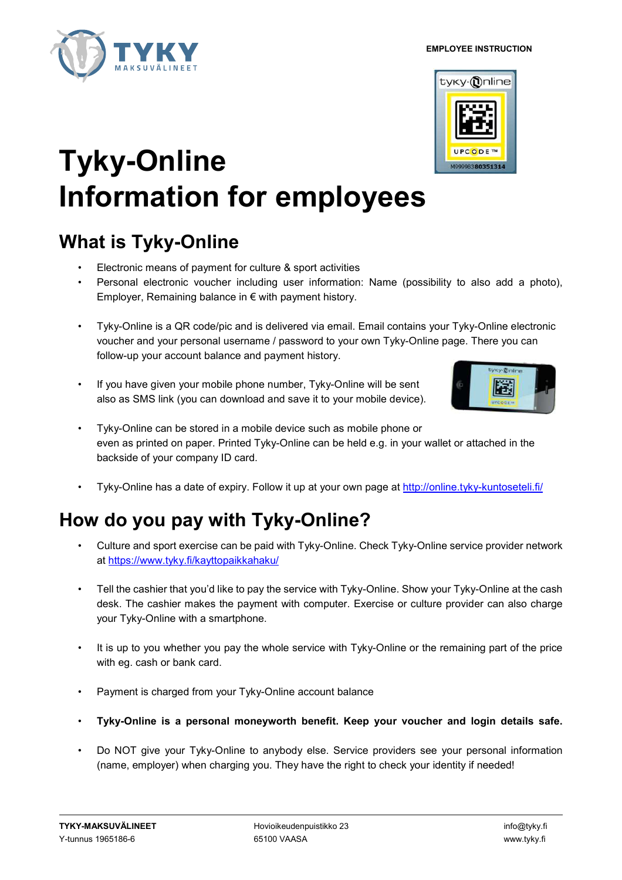EMPLOYEE INSTRUCTION

# Tyky-Online Information for employees

## What is Tyky-Online

- Electronic means of payment for culture & sport activities
- Personal electronic voucher including user information: Name (possibility to also add a photo), Employer, Remaining balance in € with payment history.
- Tyky-Online is a QR code/pic and is delivered via email. Email contains your Tyky-Online electronic voucher and your personal username / password to your own Tyky-Online page. There you can follow-up your account balance and payment history.
- If you have given your mobile phone number, Tyky-Online will be sent also as SMS link (you can download and save it to your mobile device).
- Tyky-Online can be stored in a mobile device such as mobile phone or even as printed on paper. Printed Tyky-Online can be held e.g. in your wallet or attached in the backside of your company ID card.
- Tyky-Online has a date of expiry. Follow it up at your own page at http://online.tyky-kuntoseteli.fi/

## How do you pay with Tyky-Online?

- Culture and sport exercise can be paid with Tyky-Online. Check Tyky-Online service provider network at https://www.tyky.fi/kayttopaikkahaku/
- Tell the cashier that you'd like to pay the service with Tyky-Online. Show your Tyky-Online at the cash desk. The cashier makes the payment with computer. Exercise or culture provider can also charge your Tyky-Online with a smartphone.
- It is up to you whether you pay the whole service with Tyky-Online or the remaining part of the price with eg. cash or bank card.
- Payment is charged from your Tyky-Online account balance
- **Tyky-Online is a personal moneyworth benefit. Keep your voucher and login details safe.**
- Do NOT give your Tyky-Online to anybody else. Service providers see your personal information (name, employer) when charging you. They have the right to check your identity if needed!

**TYKY-MAKSUVÄLINEET**
Y-tunnus 1965186-6

Hovioikeudenpuistikko 23
65100 VAASA

info@tyky.fi
www.tyky.fi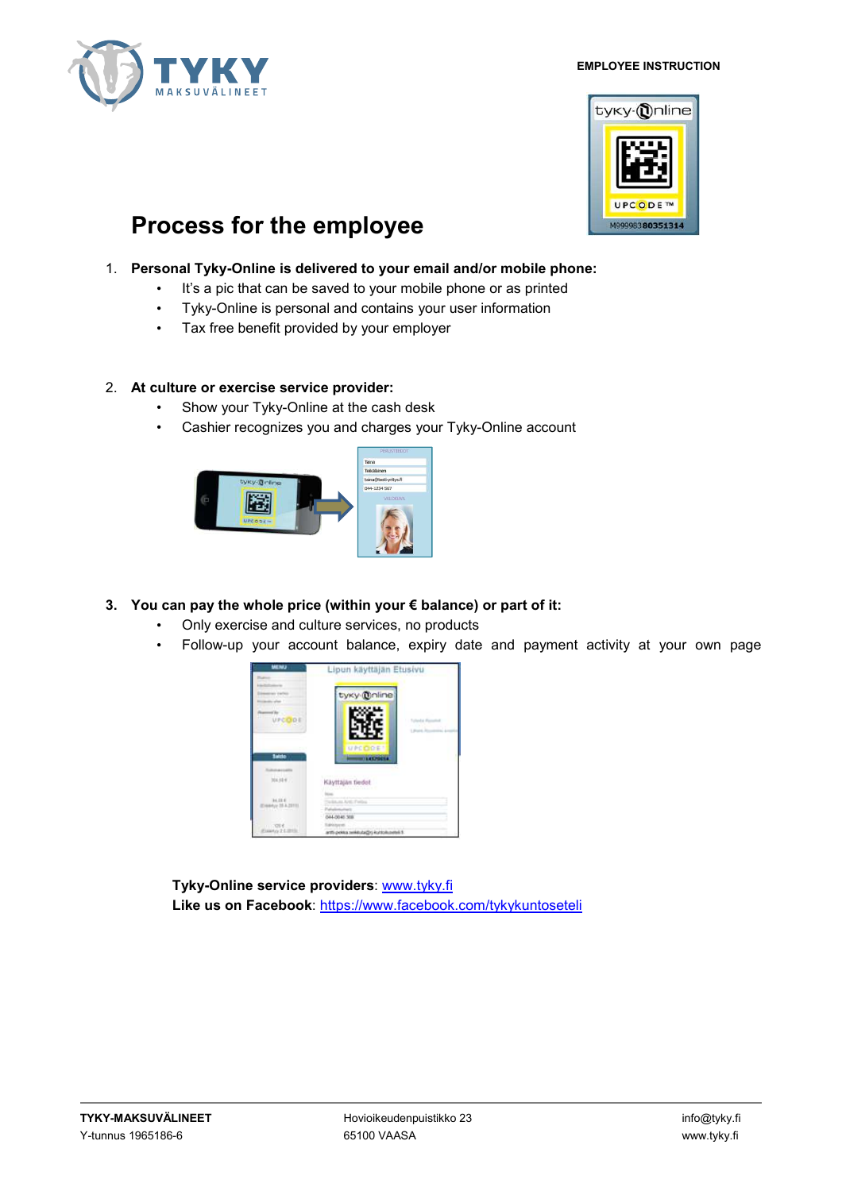EMPLOYEE INSTRUCTION

# Process for the employee

1. **Personal Tyky-Online is delivered to your email and/or mobile phone:**
   - It's a pic that can be saved to your mobile phone or as printed
   - Tyky-Online is personal and contains your user information
   - Tax free benefit provided by your employer

2. **At culture or exercise service provider:**
   - Show your Tyky-Online at the cash desk
   - Cashier recognizes you and charges your Tyky-Online account

3. **You can pay the whole price (within your € balance) or part of it:**
   - Only exercise and culture services, no products
   - Follow-up your account balance, expiry date and payment activity at your own page

**Tyky-Online service providers**: www.tyky.fi
**Like us on Facebook**: https://www.facebook.com/tykykuntoseteli

**TYKY-MAKSUVÄLINEET**
Y-tunnus 1965186-6

Hovioikeudenpuistikko 23
65100 VAASA

info@tyky.fi
www.tyky.fi